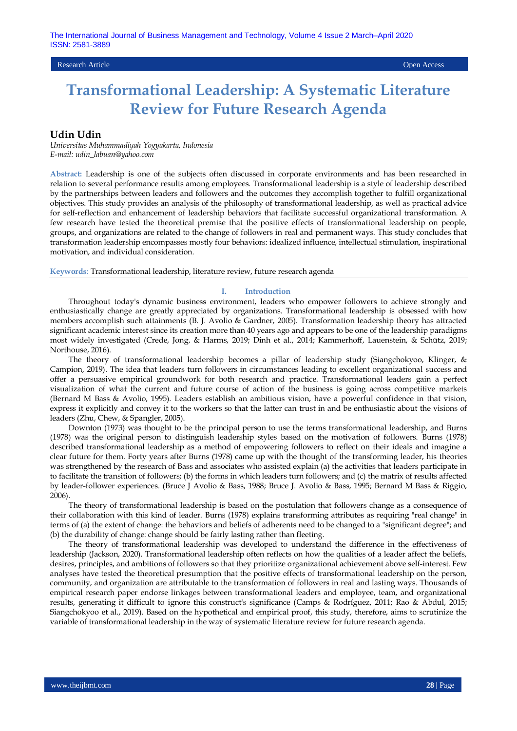Research Article Open Access

# Transformational Leadership: A Systematic Literature Review for Future Research Agenda

**Udin Udin**

*Universitas Muhammadiyah Yogyakarta, Indonesia*
*E-mail: udin_labuan@yahoo.com*

**Abstract:** Leadership is one of the subjects often discussed in corporate environments and has been researched in relation to several performance results among employees. Transformational leadership is a style of leadership described by the partnerships between leaders and followers and the outcomes they accomplish together to fulfill organizational objectives. This study provides an analysis of the philosophy of transformational leadership, as well as practical advice for self-reflection and enhancement of leadership behaviors that facilitate successful organizational transformation. A few research have tested the theoretical premise that the positive effects of transformational leadership on people, groups, and organizations are related to the change of followers in real and permanent ways. This study concludes that transformation leadership encompasses mostly four behaviors: idealized influence, intellectual stimulation, inspirational motivation, and individual consideration.

**Keywords**: Transformational leadership, literature review, future research agenda

## I. Introduction

Throughout today's dynamic business environment, leaders who empower followers to achieve strongly and enthusiastically change are greatly appreciated by organizations. Transformational leadership is obsessed with how members accomplish such attainments (B. J. Avolio & Gardner, 2005). Transformation leadership theory has attracted significant academic interest since its creation more than 40 years ago and appears to be one of the leadership paradigms most widely investigated (Crede, Jong, & Harms, 2019; Dinh et al., 2014; Kammerhoff, Lauenstein, & Schütz, 2019; Northouse, 2016).

The theory of transformational leadership becomes a pillar of leadership study (Siangchokyoo, Klinger, & Campion, 2019). The idea that leaders turn followers in circumstances leading to excellent organizational success and offer a persuasive empirical groundwork for both research and practice. Transformational leaders gain a perfect visualization of what the current and future course of action of the business is going across competitive markets (Bernard M Bass & Avolio, 1995). Leaders establish an ambitious vision, have a powerful confidence in that vision, express it explicitly and convey it to the workers so that the latter can trust in and be enthusiastic about the visions of leaders (Zhu, Chew, & Spangler, 2005).

Downton (1973) was thought to be the principal person to use the terms transformational leadership, and Burns (1978) was the original person to distinguish leadership styles based on the motivation of followers. Burns (1978) described transformational leadership as a method of empowering followers to reflect on their ideals and imagine a clear future for them. Forty years after Burns (1978) came up with the thought of the transforming leader, his theories was strengthened by the research of Bass and associates who assisted explain (a) the activities that leaders participate in to facilitate the transition of followers; (b) the forms in which leaders turn followers; and (c) the matrix of results affected by leader-follower experiences. (Bruce J Avolio & Bass, 1988; Bruce J. Avolio & Bass, 1995; Bernard M Bass & Riggio, 2006).

The theory of transformational leadership is based on the postulation that followers change as a consequence of their collaboration with this kind of leader. Burns (1978) explains transforming attributes as requiring "real change" in terms of (a) the extent of change: the behaviors and beliefs of adherents need to be changed to a "significant degree"; and (b) the durability of change: change should be fairly lasting rather than fleeting.

The theory of transformational leadership was developed to understand the difference in the effectiveness of leadership (Jackson, 2020). Transformational leadership often reflects on how the qualities of a leader affect the beliefs, desires, principles, and ambitions of followers so that they prioritize organizational achievement above self-interest. Few analyses have tested the theoretical presumption that the positive effects of transformational leadership on the person, community, and organization are attributable to the transformation of followers in real and lasting ways. Thousands of empirical research paper endorse linkages between transformational leaders and employee, team, and organizational results, generating it difficult to ignore this construct's significance (Camps & Rodríguez, 2011; Rao & Abdul, 2015; Siangchokyoo et al., 2019). Based on the hypothetical and empirical proof, this study, therefore, aims to scrutinize the variable of transformational leadership in the way of systematic literature review for future research agenda.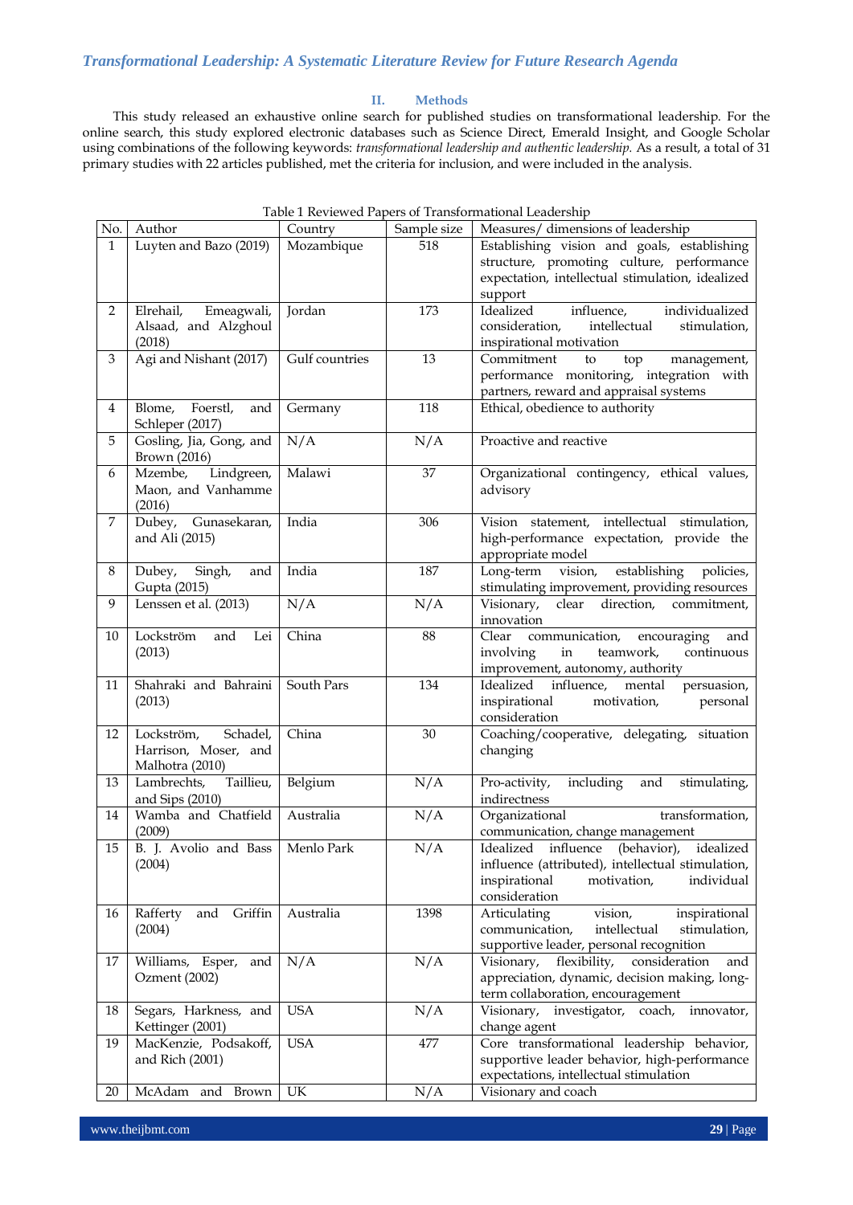## II. Methods

This study released an exhaustive online search for published studies on transformational leadership. For the online search, this study explored electronic databases such as Science Direct, Emerald Insight, and Google Scholar using combinations of the following keywords: *transformational leadership and authentic leadership.* As a result, a total of 31 primary studies with 22 articles published, met the criteria for inclusion, and were included in the analysis.

Table 1 Reviewed Papers of Transformational Leadership

| No. | Author | Country | Sample size | Measures/ dimensions of leadership |
|---|---|---|---|---|
| 1 | Luyten and Bazo (2019) | Mozambique | 518 | Establishing vision and goals, establishing structure, promoting culture, performance expectation, intellectual stimulation, idealized support |
| 2 | Elrehail, Emeagwali, Alsaad, and Alzghoul (2018) | Jordan | 173 | Idealized influence, individualized consideration, intellectual stimulation, inspirational motivation |
| 3 | Agi and Nishant (2017) | Gulf countries | 13 | Commitment to top management, performance monitoring, integration with partners, reward and appraisal systems |
| 4 | Blome, Foerstl, and Schleper (2017) | Germany | 118 | Ethical, obedience to authority |
| 5 | Gosling, Jia, Gong, and Brown (2016) | N/A | N/A | Proactive and reactive |
| 6 | Mzembe, Lindgreen, Maon, and Vanhamme (2016) | Malawi | 37 | Organizational contingency, ethical values, advisory |
| 7 | Dubey, Gunasekaran, and Ali (2015) | India | 306 | Vision statement, intellectual stimulation, high-performance expectation, provide the appropriate model |
| 8 | Dubey, Singh, and Gupta (2015) | India | 187 | Long-term vision, establishing policies, stimulating improvement, providing resources |
| 9 | Lenssen et al. (2013) | N/A | N/A | Visionary, clear direction, commitment, innovation |
| 10 | Lockström and Lei (2013) | China | 88 | Clear communication, encouraging and involving in teamwork, continuous improvement, autonomy, authority |
| 11 | Shahraki and Bahraini (2013) | South Pars | 134 | Idealized influence, mental persuasion, inspirational motivation, personal consideration |
| 12 | Lockström, Schadel, Harrison, Moser, and Malhotra (2010) | China | 30 | Coaching/cooperative, delegating, situation changing |
| 13 | Lambrechts, Taillieu, and Sips (2010) | Belgium | N/A | Pro-activity, including and stimulating, indirectness |
| 14 | Wamba and Chatfield (2009) | Australia | N/A | Organizational transformation, communication, change management |
| 15 | B. J. Avolio and Bass (2004) | Menlo Park | N/A | Idealized influence (behavior), idealized influence (attributed), intellectual stimulation, inspirational motivation, individual consideration |
| 16 | Rafferty and Griffin (2004) | Australia | 1398 | Articulating vision, inspirational communication, intellectual stimulation, supportive leader, personal recognition |
| 17 | Williams, Esper, and Ozment (2002) | N/A | N/A | Visionary, flexibility, consideration and appreciation, dynamic, decision making, long-term collaboration, encouragement |
| 18 | Segars, Harkness, and Kettinger (2001) | USA | N/A | Visionary, investigator, coach, innovator, change agent |
| 19 | MacKenzie, Podsakoff, and Rich (2001) | USA | 477 | Core transformational leadership behavior, supportive leader behavior, high-performance expectations, intellectual stimulation |
| 20 | McAdam and Brown | UK | N/A | Visionary and coach |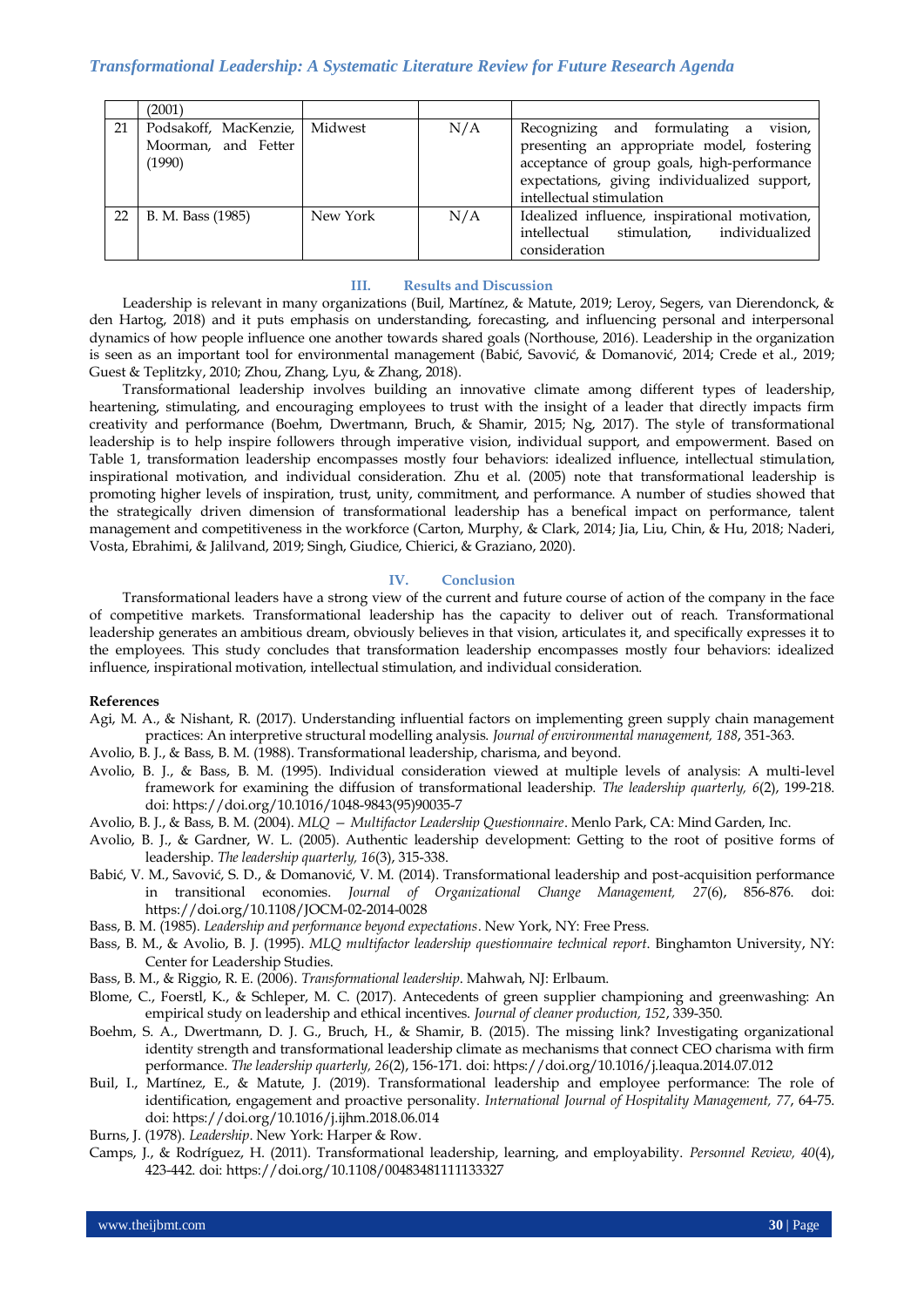|  | (2001) |  |  |  |
|---|---|---|---|---|
| 21 | Podsakoff, MacKenzie, Moorman, and Fetter (1990) | Midwest | N/A | Recognizing and formulating a vision, presenting an appropriate model, fostering acceptance of group goals, high-performance expectations, giving individualized support, intellectual stimulation |
| 22 | B. M. Bass (1985) | New York | N/A | Idealized influence, inspirational motivation, intellectual stimulation, individualized consideration |

## III. Results and Discussion

Leadership is relevant in many organizations (Buil, Martínez, & Matute, 2019; Leroy, Segers, van Dierendonck, & den Hartog, 2018) and it puts emphasis on understanding, forecasting, and influencing personal and interpersonal dynamics of how people influence one another towards shared goals (Northouse, 2016). Leadership in the organization is seen as an important tool for environmental management (Babić, Savović, & Domanović, 2014; Crede et al., 2019; Guest & Teplitzky, 2010; Zhou, Zhang, Lyu, & Zhang, 2018).

Transformational leadership involves building an innovative climate among different types of leadership, heartening, stimulating, and encouraging employees to trust with the insight of a leader that directly impacts firm creativity and performance (Boehm, Dwertmann, Bruch, & Shamir, 2015; Ng, 2017). The style of transformational leadership is to help inspire followers through imperative vision, individual support, and empowerment. Based on Table 1, transformation leadership encompasses mostly four behaviors: idealized influence, intellectual stimulation, inspirational motivation, and individual consideration. Zhu et al. (2005) note that transformational leadership is promoting higher levels of inspiration, trust, unity, commitment, and performance. A number of studies showed that the strategically driven dimension of transformational leadership has a benefical impact on performance, talent management and competitiveness in the workforce (Carton, Murphy, & Clark, 2014; Jia, Liu, Chin, & Hu, 2018; Naderi, Vosta, Ebrahimi, & Jalilvand, 2019; Singh, Giudice, Chierici, & Graziano, 2020).

## IV. Conclusion

Transformational leaders have a strong view of the current and future course of action of the company in the face of competitive markets. Transformational leadership has the capacity to deliver out of reach. Transformational leadership generates an ambitious dream, obviously believes in that vision, articulates it, and specifically expresses it to the employees. This study concludes that transformation leadership encompasses mostly four behaviors: idealized influence, inspirational motivation, intellectual stimulation, and individual consideration.

**References**

Agi, M. A., & Nishant, R. (2017). Understanding influential factors on implementing green supply chain management practices: An interpretive structural modelling analysis. *Journal of environmental management, 188*, 351-363.

Avolio, B. J., & Bass, B. M. (1988). Transformational leadership, charisma, and beyond.

Avolio, B. J., & Bass, B. M. (1995). Individual consideration viewed at multiple levels of analysis: A multi-level framework for examining the diffusion of transformational leadership. *The leadership quarterly, 6*(2), 199-218. doi: https://doi.org/10.1016/1048-9843(95)90035-7

Avolio, B. J., & Bass, B. M. (2004). *MLQ — Multifactor Leadership Questionnaire*. Menlo Park, CA: Mind Garden, Inc.

Avolio, B. J., & Gardner, W. L. (2005). Authentic leadership development: Getting to the root of positive forms of leadership. *The leadership quarterly, 16*(3), 315-338.

Babić, V. M., Savović, S. D., & Domanović, V. M. (2014). Transformational leadership and post-acquisition performance in transitional economies. *Journal of Organizational Change Management, 27*(6), 856-876. doi: https://doi.org/10.1108/JOCM-02-2014-0028

Bass, B. M. (1985). *Leadership and performance beyond expectations*. New York, NY: Free Press.

Bass, B. M., & Avolio, B. J. (1995). *MLQ multifactor leadership questionnaire technical report*. Binghamton University, NY: Center for Leadership Studies.

Bass, B. M., & Riggio, R. E. (2006). *Transformational leadership*. Mahwah, NJ: Erlbaum.

Blome, C., Foerstl, K., & Schleper, M. C. (2017). Antecedents of green supplier championing and greenwashing: An empirical study on leadership and ethical incentives. *Journal of cleaner production, 152*, 339-350.

Boehm, S. A., Dwertmann, D. J. G., Bruch, H., & Shamir, B. (2015). The missing link? Investigating organizational identity strength and transformational leadership climate as mechanisms that connect CEO charisma with firm performance. *The leadership quarterly, 26*(2), 156-171. doi: https://doi.org/10.1016/j.leaqua.2014.07.012

Buil, I., Martínez, E., & Matute, J. (2019). Transformational leadership and employee performance: The role of identification, engagement and proactive personality. *International Journal of Hospitality Management, 77*, 64-75. doi: https://doi.org/10.1016/j.ijhm.2018.06.014

Burns, J. (1978). *Leadership*. New York: Harper & Row.

Camps, J., & Rodríguez, H. (2011). Transformational leadership, learning, and employability. *Personnel Review, 40*(4), 423-442. doi: https://doi.org/10.1108/00483481111133327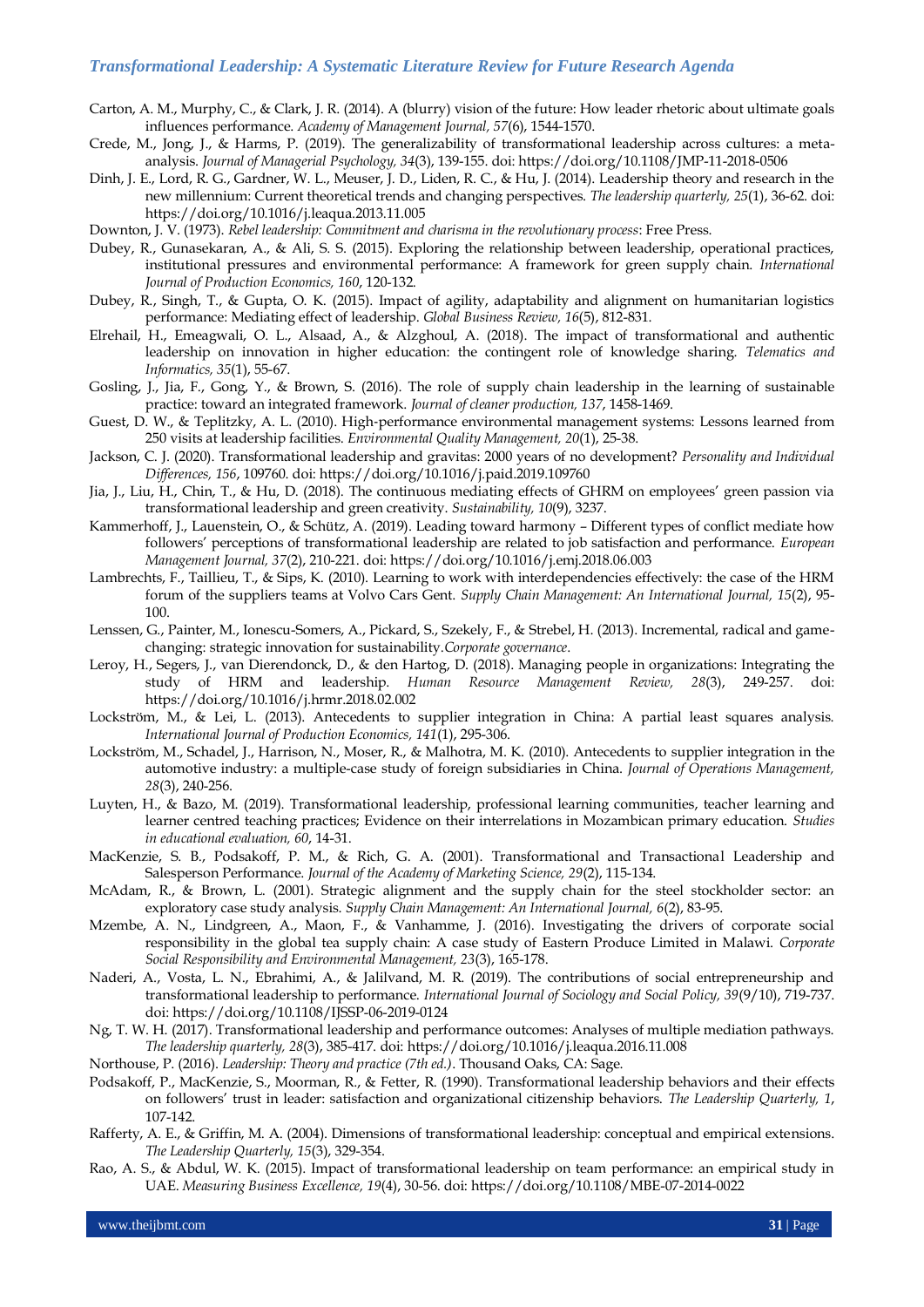Carton, A. M., Murphy, C., & Clark, J. R. (2014). A (blurry) vision of the future: How leader rhetoric about ultimate goals influences performance. *Academy of Management Journal, 57*(6), 1544-1570.

Crede, M., Jong, J., & Harms, P. (2019). The generalizability of transformational leadership across cultures: a meta-analysis. *Journal of Managerial Psychology, 34*(3), 139-155. doi: https://doi.org/10.1108/JMP-11-2018-0506

Dinh, J. E., Lord, R. G., Gardner, W. L., Meuser, J. D., Liden, R. C., & Hu, J. (2014). Leadership theory and research in the new millennium: Current theoretical trends and changing perspectives. *The leadership quarterly, 25*(1), 36-62. doi: https://doi.org/10.1016/j.leaqua.2013.11.005

Downton, J. V. (1973). *Rebel leadership: Commitment and charisma in the revolutionary process*: Free Press.

Dubey, R., Gunasekaran, A., & Ali, S. S. (2015). Exploring the relationship between leadership, operational practices, institutional pressures and environmental performance: A framework for green supply chain. *International Journal of Production Economics, 160*, 120-132.

Dubey, R., Singh, T., & Gupta, O. K. (2015). Impact of agility, adaptability and alignment on humanitarian logistics performance: Mediating effect of leadership. *Global Business Review, 16*(5), 812-831.

Elrehail, H., Emeagwali, O. L., Alsaad, A., & Alzghoul, A. (2018). The impact of transformational and authentic leadership on innovation in higher education: the contingent role of knowledge sharing. *Telematics and Informatics, 35*(1), 55-67.

Gosling, J., Jia, F., Gong, Y., & Brown, S. (2016). The role of supply chain leadership in the learning of sustainable practice: toward an integrated framework. *Journal of cleaner production, 137*, 1458-1469.

Guest, D. W., & Teplitzky, A. L. (2010). High-performance environmental management systems: Lessons learned from 250 visits at leadership facilities. *Environmental Quality Management, 20*(1), 25-38.

Jackson, C. J. (2020). Transformational leadership and gravitas: 2000 years of no development? *Personality and Individual Differences, 156*, 109760. doi: https://doi.org/10.1016/j.paid.2019.109760

Jia, J., Liu, H., Chin, T., & Hu, D. (2018). The continuous mediating effects of GHRM on employees' green passion via transformational leadership and green creativity. *Sustainability, 10*(9), 3237.

Kammerhoff, J., Lauenstein, O., & Schütz, A. (2019). Leading toward harmony – Different types of conflict mediate how followers' perceptions of transformational leadership are related to job satisfaction and performance. *European Management Journal, 37*(2), 210-221. doi: https://doi.org/10.1016/j.emj.2018.06.003

Lambrechts, F., Taillieu, T., & Sips, K. (2010). Learning to work with interdependencies effectively: the case of the HRM forum of the suppliers teams at Volvo Cars Gent. *Supply Chain Management: An International Journal, 15*(2), 95-100.

Lenssen, G., Painter, M., Ionescu-Somers, A., Pickard, S., Szekely, F., & Strebel, H. (2013). Incremental, radical and game-changing: strategic innovation for sustainability.*Corporate governance*.

Leroy, H., Segers, J., van Dierendonck, D., & den Hartog, D. (2018). Managing people in organizations: Integrating the study of HRM and leadership. *Human Resource Management Review, 28*(3), 249-257. doi: https://doi.org/10.1016/j.hrmr.2018.02.002

Lockström, M., & Lei, L. (2013). Antecedents to supplier integration in China: A partial least squares analysis. *International Journal of Production Economics, 141*(1), 295-306.

Lockström, M., Schadel, J., Harrison, N., Moser, R., & Malhotra, M. K. (2010). Antecedents to supplier integration in the automotive industry: a multiple-case study of foreign subsidiaries in China. *Journal of Operations Management, 28*(3), 240-256.

Luyten, H., & Bazo, M. (2019). Transformational leadership, professional learning communities, teacher learning and learner centred teaching practices; Evidence on their interrelations in Mozambican primary education. *Studies in educational evaluation, 60*, 14-31.

MacKenzie, S. B., Podsakoff, P. M., & Rich, G. A. (2001). Transformational and Transactional Leadership and Salesperson Performance. *Journal of the Academy of Marketing Science, 29*(2), 115-134.

McAdam, R., & Brown, L. (2001). Strategic alignment and the supply chain for the steel stockholder sector: an exploratory case study analysis. *Supply Chain Management: An International Journal, 6*(2), 83-95.

Mzembe, A. N., Lindgreen, A., Maon, F., & Vanhamme, J. (2016). Investigating the drivers of corporate social responsibility in the global tea supply chain: A case study of Eastern Produce Limited in Malawi. *Corporate Social Responsibility and Environmental Management, 23*(3), 165-178.

Naderi, A., Vosta, L. N., Ebrahimi, A., & Jalilvand, M. R. (2019). The contributions of social entrepreneurship and transformational leadership to performance. *International Journal of Sociology and Social Policy, 39*(9/10), 719-737. doi: https://doi.org/10.1108/IJSSP-06-2019-0124

Ng, T. W. H. (2017). Transformational leadership and performance outcomes: Analyses of multiple mediation pathways. *The leadership quarterly, 28*(3), 385-417. doi: https://doi.org/10.1016/j.leaqua.2016.11.008

Northouse, P. (2016). *Leadership: Theory and practice (7th ed.)*. Thousand Oaks, CA: Sage.

Podsakoff, P., MacKenzie, S., Moorman, R., & Fetter, R. (1990). Transformational leadership behaviors and their effects on followers' trust in leader: satisfaction and organizational citizenship behaviors. *The Leadership Quarterly, 1*, 107-142.

Rafferty, A. E., & Griffin, M. A. (2004). Dimensions of transformational leadership: conceptual and empirical extensions. *The Leadership Quarterly, 15*(3), 329-354.

Rao, A. S., & Abdul, W. K. (2015). Impact of transformational leadership on team performance: an empirical study in UAE. *Measuring Business Excellence, 19*(4), 30-56. doi: https://doi.org/10.1108/MBE-07-2014-0022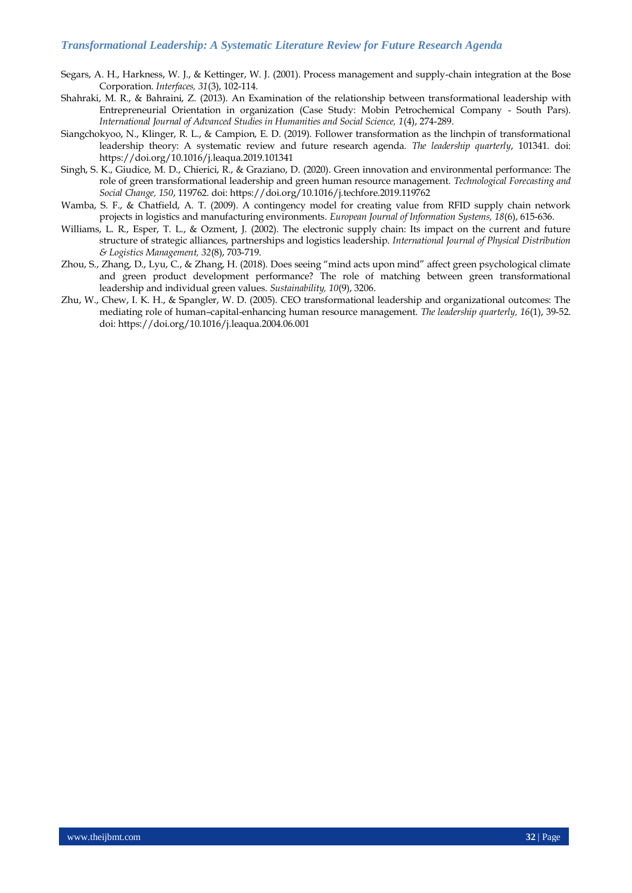Segars, A. H., Harkness, W. J., & Kettinger, W. J. (2001). Process management and supply-chain integration at the Bose Corporation. *Interfaces, 31*(3), 102-114.

Shahraki, M. R., & Bahraini, Z. (2013). An Examination of the relationship between transformational leadership with Entrepreneurial Orientation in organization (Case Study: Mobin Petrochemical Company - South Pars). *International Journal of Advanced Studies in Humanities and Social Science, 1*(4), 274-289.

Siangchokyoo, N., Klinger, R. L., & Campion, E. D. (2019). Follower transformation as the linchpin of transformational leadership theory: A systematic review and future research agenda. *The leadership quarterly*, 101341. doi: https://doi.org/10.1016/j.leaqua.2019.101341

Singh, S. K., Giudice, M. D., Chierici, R., & Graziano, D. (2020). Green innovation and environmental performance: The role of green transformational leadership and green human resource management. *Technological Forecasting and Social Change, 150*, 119762. doi: https://doi.org/10.1016/j.techfore.2019.119762

Wamba, S. F., & Chatfield, A. T. (2009). A contingency model for creating value from RFID supply chain network projects in logistics and manufacturing environments. *European Journal of Information Systems, 18*(6), 615-636.

Williams, L. R., Esper, T. L., & Ozment, J. (2002). The electronic supply chain: Its impact on the current and future structure of strategic alliances, partnerships and logistics leadership. *International Journal of Physical Distribution & Logistics Management, 32*(8), 703-719.

Zhou, S., Zhang, D., Lyu, C., & Zhang, H. (2018). Does seeing "mind acts upon mind" affect green psychological climate and green product development performance? The role of matching between green transformational leadership and individual green values. *Sustainability, 10*(9), 3206.

Zhu, W., Chew, I. K. H., & Spangler, W. D. (2005). CEO transformational leadership and organizational outcomes: The mediating role of human–capital-enhancing human resource management. *The leadership quarterly, 16*(1), 39-52. doi: https://doi.org/10.1016/j.leaqua.2004.06.001